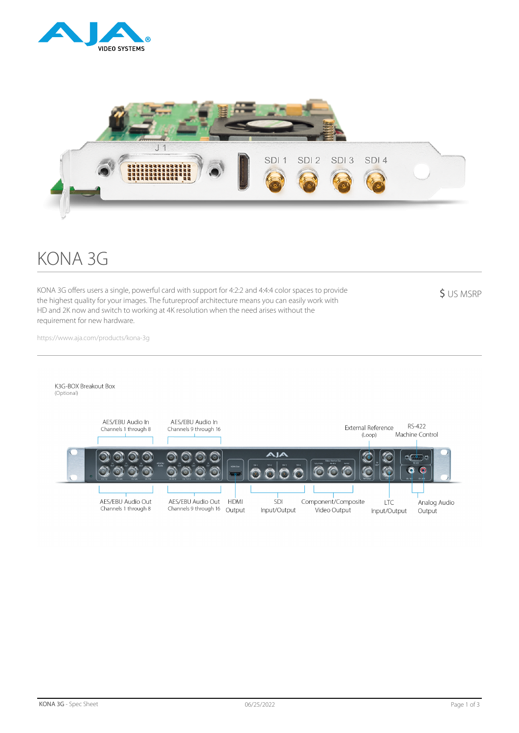# KONA 3G

KONA 3G offers users a single, powerful card with support for 4:2:2 and 4:4:4 color spaces to provide the highest quality for your images. The futureproof architecture means you can easily work with HD and 2K now and switch to working at 4K resolution when the need arises without the requirement for new hardware.

$ US MSRP

https://www.aja.com/products/kona-3g

K3G-BOX Breakout Box
(Optional)

AES/EBU Audio In Channels 1 through 8
AES/EBU Audio In Channels 9 through 16
External Reference (Loop)
RS-422 Machine Control
AES/EBU Audio Out Channels 1 through 8
AES/EBU Audio Out Channels 9 through 16
HDMI Output
SDI Input/Output
Component/Composite Video Output
LTC Input/Output
Analog Audio Output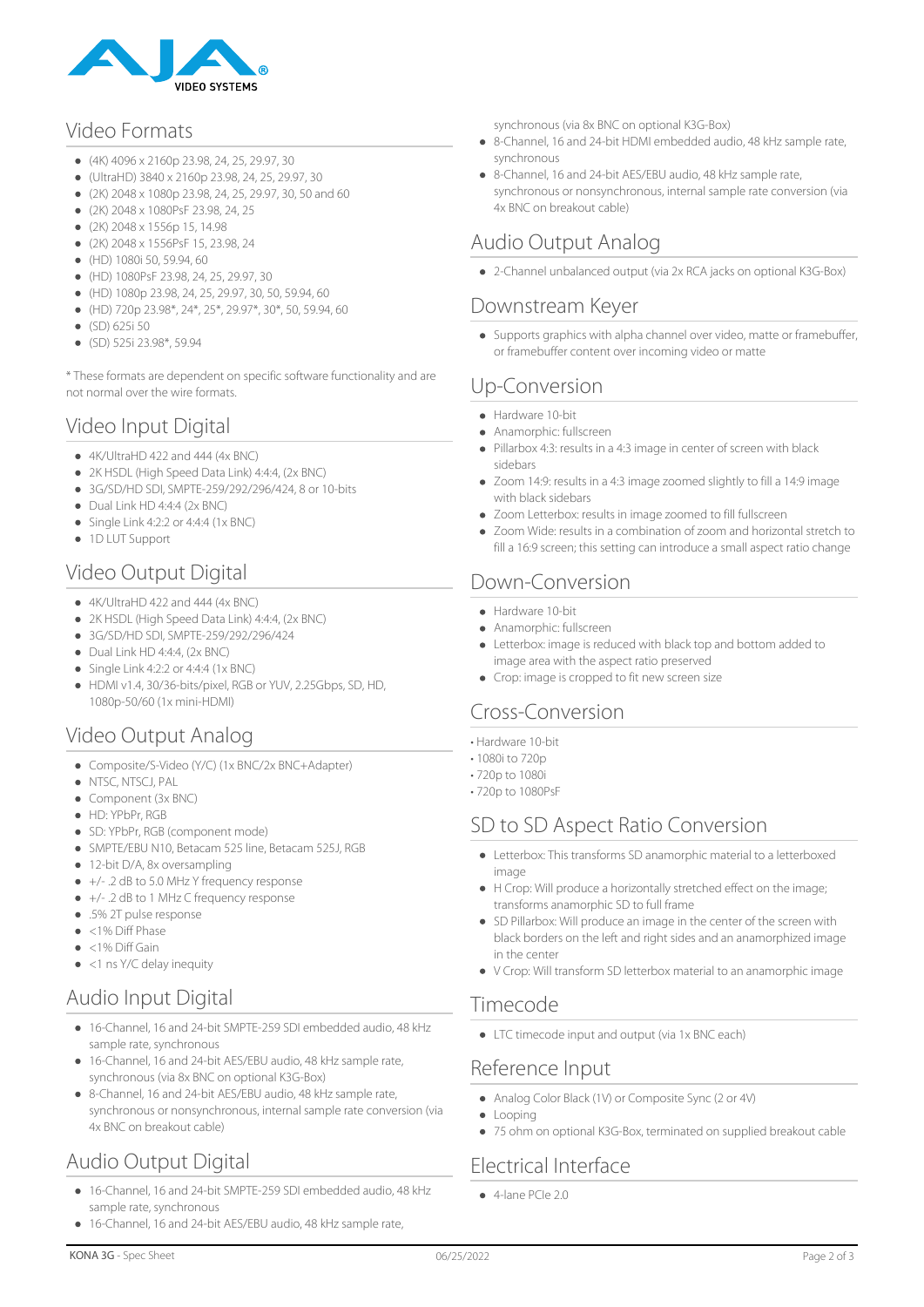## Video Formats

- (4K) 4096 x 2160p 23.98, 24, 25, 29.97, 30
- (UltraHD) 3840 x 2160p 23.98, 24, 25, 29.97, 30
- (2K) 2048 x 1080p 23.98, 24, 25, 29.97, 30, 50 and 60
- (2K) 2048 x 1080PsF 23.98, 24, 25
- (2K) 2048 x 1556p 15, 14.98
- (2K) 2048 x 1556PsF 15, 23.98, 24
- (HD) 1080i 50, 59.94, 60
- (HD) 1080PsF 23.98, 24, 25, 29.97, 30
- (HD) 1080p 23.98, 24, 25, 29.97, 30, 50, 59.94, 60
- (HD) 720p 23.98*, 24*, 25*, 29.97*, 30*, 50, 59.94, 60
- (SD) 625i 50
- (SD) 525i 23.98*, 59.94

* These formats are dependent on specific software functionality and are not normal over the wire formats.

## Video Input Digital

- 4K/UltraHD 422 and 444 (4x BNC)
- 2K HSDL (High Speed Data Link) 4:4:4, (2x BNC)
- 3G/SD/HD SDI, SMPTE-259/292/296/424, 8 or 10-bits
- Dual Link HD 4:4:4 (2x BNC)
- Single Link 4:2:2 or 4:4:4 (1x BNC)
- 1D LUT Support

## Video Output Digital

- 4K/UltraHD 422 and 444 (4x BNC)
- 2K HSDL (High Speed Data Link) 4:4:4, (2x BNC)
- 3G/SD/HD SDI, SMPTE-259/292/296/424
- Dual Link HD 4:4:4, (2x BNC)
- Single Link 4:2:2 or 4:4:4 (1x BNC)
- HDMI v1.4, 30/36-bits/pixel, RGB or YUV, 2.25Gbps, SD, HD, 1080p-50/60 (1x mini-HDMI)

## Video Output Analog

- Composite/S-Video (Y/C) (1x BNC/2x BNC+Adapter)
- NTSC, NTSCJ, PAL
- Component (3x BNC)
- HD: YPbPr, RGB
- SD: YPbPr, RGB (component mode)
- SMPTE/EBU N10, Betacam 525 line, Betacam 525J, RGB
- 12-bit D/A, 8x oversampling
- +/- .2 dB to 5.0 MHz Y frequency response
- +/- .2 dB to 1 MHz C frequency response
- .5% 2T pulse response
- <1% Diff Phase
- <1% Diff Gain
- <1 ns Y/C delay inequity

## Audio Input Digital

- 16-Channel, 16 and 24-bit SMPTE-259 SDI embedded audio, 48 kHz sample rate, synchronous
- 16-Channel, 16 and 24-bit AES/EBU audio, 48 kHz sample rate, synchronous (via 8x BNC on optional K3G-Box)
- 8-Channel, 16 and 24-bit AES/EBU audio, 48 kHz sample rate, synchronous or nonsynchronous, internal sample rate conversion (via 4x BNC on breakout cable)

## Audio Output Digital

- 16-Channel, 16 and 24-bit SMPTE-259 SDI embedded audio, 48 kHz sample rate, synchronous
- 16-Channel, 16 and 24-bit AES/EBU audio, 48 kHz sample rate, synchronous (via 8x BNC on optional K3G-Box)
- 8-Channel, 16 and 24-bit HDMI embedded audio, 48 kHz sample rate, synchronous
- 8-Channel, 16 and 24-bit AES/EBU audio, 48 kHz sample rate, synchronous or nonsynchronous, internal sample rate conversion (via 4x BNC on breakout cable)

## Audio Output Analog

- 2-Channel unbalanced output (via 2x RCA jacks on optional K3G-Box)

## Downstream Keyer

- Supports graphics with alpha channel over video, matte or framebuffer, or framebuffer content over incoming video or matte

## Up-Conversion

- Hardware 10-bit
- Anamorphic: fullscreen
- Pillarbox 4:3: results in a 4:3 image in center of screen with black sidebars
- Zoom 14:9: results in a 4:3 image zoomed slightly to fill a 14:9 image with black sidebars
- Zoom Letterbox: results in image zoomed to fill fullscreen
- Zoom Wide: results in a combination of zoom and horizontal stretch to fill a 16:9 screen; this setting can introduce a small aspect ratio change

## Down-Conversion

- Hardware 10-bit
- Anamorphic: fullscreen
- Letterbox: image is reduced with black top and bottom added to image area with the aspect ratio preserved
- Crop: image is cropped to fit new screen size

## Cross-Conversion

- Hardware 10-bit
- 1080i to 720p
- 720p to 1080i
- 720p to 1080PsF

## SD to SD Aspect Ratio Conversion

- Letterbox: This transforms SD anamorphic material to a letterboxed image
- H Crop: Will produce a horizontally stretched effect on the image; transforms anamorphic SD to full frame
- SD Pillarbox: Will produce an image in the center of the screen with black borders on the left and right sides and an anamorphized image in the center
- V Crop: Will transform SD letterbox material to an anamorphic image

## Timecode

- LTC timecode input and output (via 1x BNC each)

## Reference Input

- Analog Color Black (1V) or Composite Sync (2 or 4V)
- Looping
- 75 ohm on optional K3G-Box, terminated on supplied breakout cable

## Electrical Interface

- 4-lane PCIe 2.0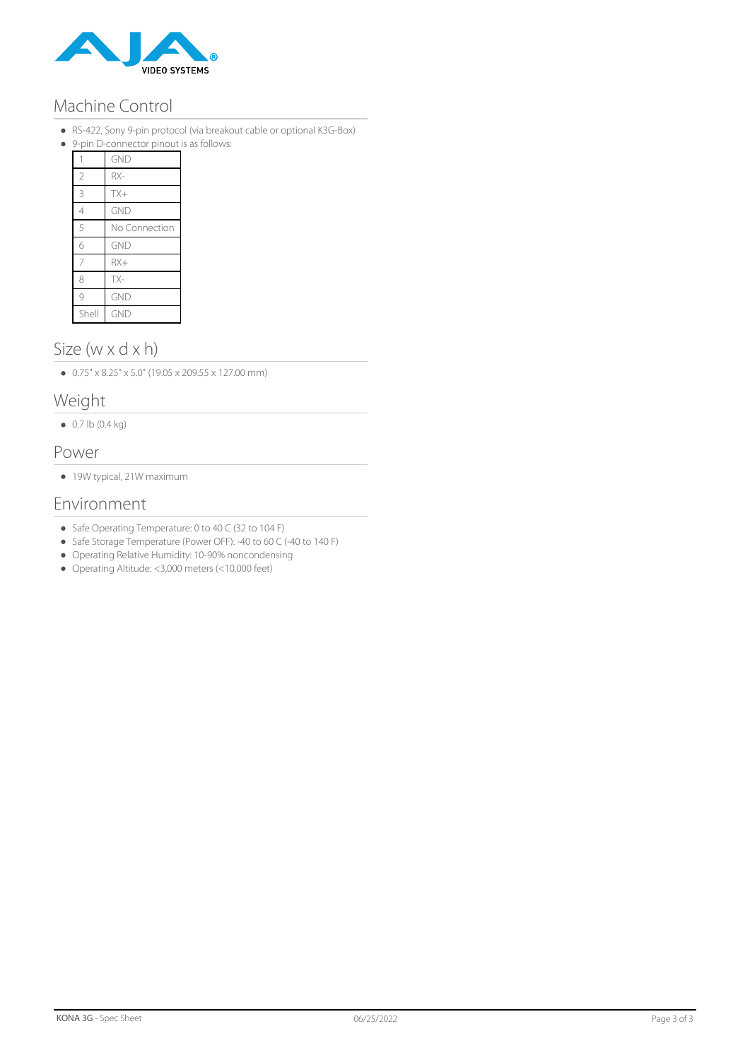## Machine Control

- RS-422, Sony 9-pin protocol (via breakout cable or optional K3G-Box)
- 9-pin D-connector pinout is as follows:

| | |
|---|---|
| 1 | GND |
| 2 | RX- |
| 3 | TX+ |
| 4 | GND |
| 5 | No Connection |
| 6 | GND |
| 7 | RX+ |
| 8 | TX- |
| 9 | GND |
| Shell | GND |

## Size (w x d x h)

- 0.75" x 8.25" x 5.0" (19.05 x 209.55 x 127.00 mm)

## Weight

- 0.7 lb (0.4 kg)

## Power

- 19W typical, 21W maximum

## Environment

- Safe Operating Temperature: 0 to 40 C (32 to 104 F)
- Safe Storage Temperature (Power OFF): -40 to 60 C (-40 to 140 F)
- Operating Relative Humidity: 10-90% noncondensing
- Operating Altitude: <3,000 meters (<10,000 feet)